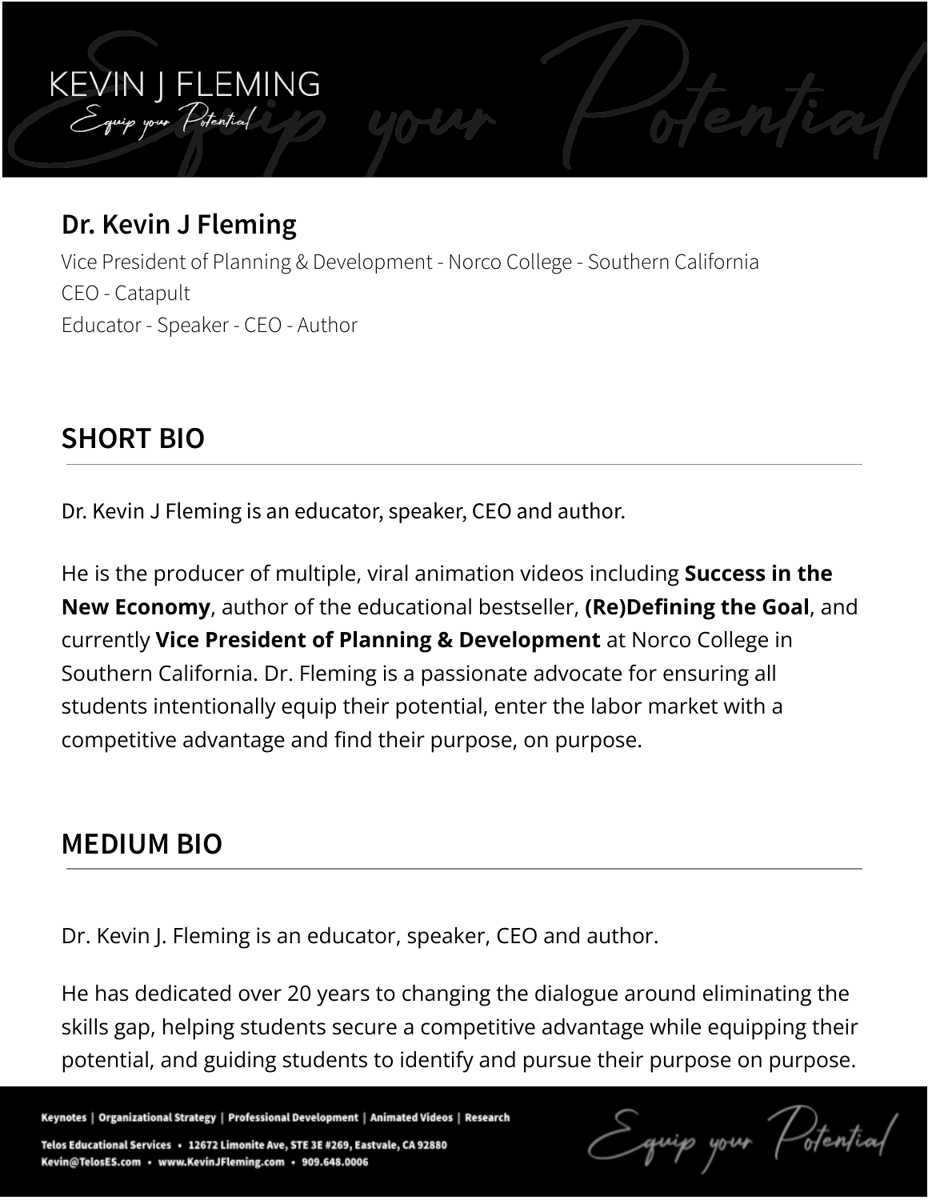# Dr. Kevin J Fleming

Vice President of Planning & Development - Norco College - Southern California
CEO - Catapult
Educator - Speaker - CEO - Author

## SHORT BIO

Dr. Kevin J Fleming is an educator, speaker, CEO and author.

He is the producer of multiple, viral animation videos including **Success in the New Economy**, author of the educational bestseller, **(Re)Defining the Goal**, and currently **Vice President of Planning & Development** at Norco College in Southern California. Dr. Fleming is a passionate advocate for ensuring all students intentionally equip their potential, enter the labor market with a competitive advantage and find their purpose, on purpose.

## MEDIUM BIO

Dr. Kevin J. Fleming is an educator, speaker, CEO and author.

He has dedicated over 20 years to changing the dialogue around eliminating the skills gap, helping students secure a competitive advantage while equipping their potential, and guiding students to identify and pursue their purpose on purpose.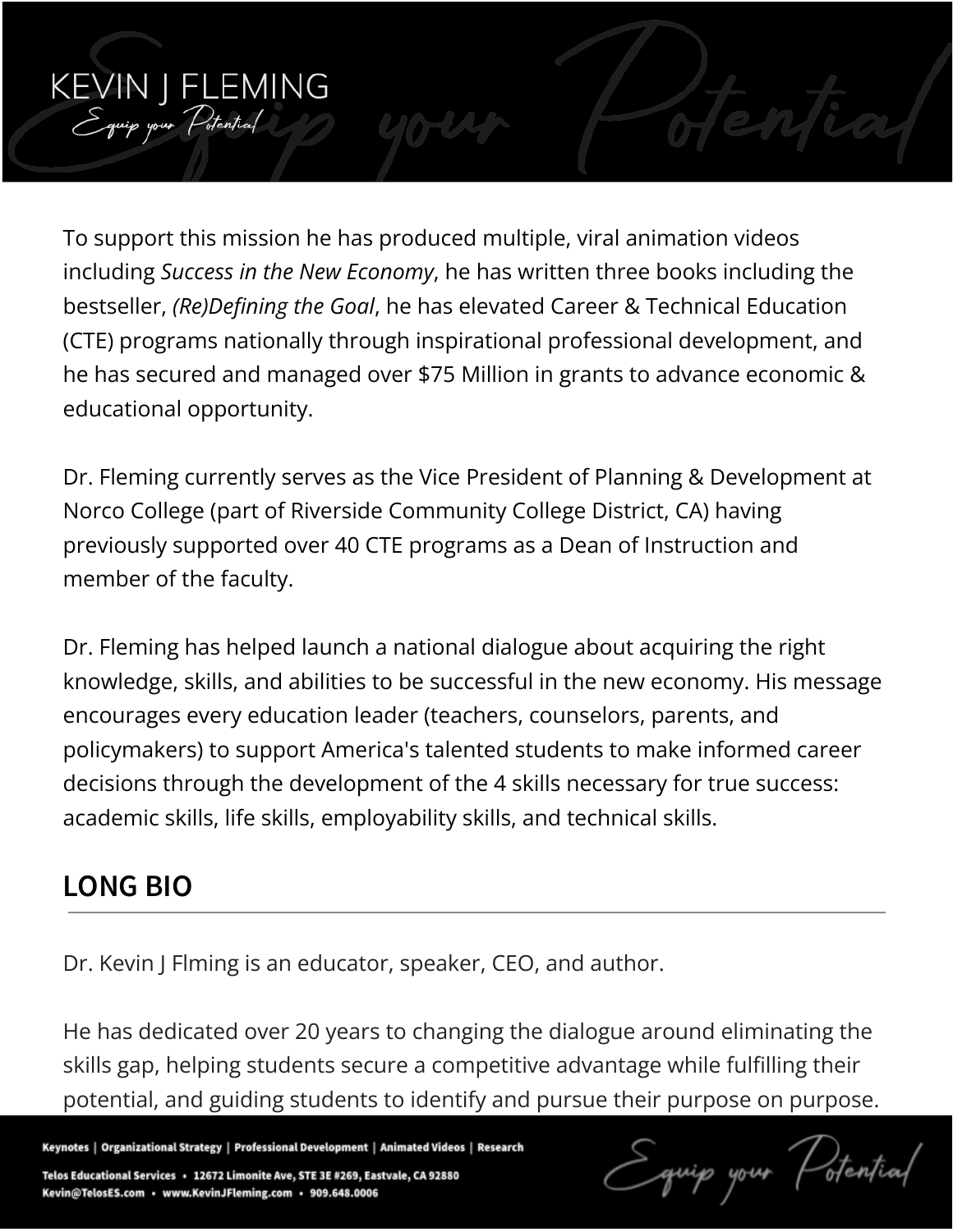To support this mission he has produced multiple, viral animation videos including *Success in the New Economy*, he has written three books including the bestseller, *(Re)Defining the Goal*, he has elevated Career & Technical Education (CTE) programs nationally through inspirational professional development, and he has secured and managed over $75 Million in grants to advance economic & educational opportunity.

Dr. Fleming currently serves as the Vice President of Planning & Development at Norco College (part of Riverside Community College District, CA) having previously supported over 40 CTE programs as a Dean of Instruction and member of the faculty.

Dr. Fleming has helped launch a national dialogue about acquiring the right knowledge, skills, and abilities to be successful in the new economy. His message encourages every education leader (teachers, counselors, parents, and policymakers) to support America's talented students to make informed career decisions through the development of the 4 skills necessary for true success: academic skills, life skills, employability skills, and technical skills.

## LONG BIO

Dr. Kevin J Flming is an educator, speaker, CEO, and author.

He has dedicated over 20 years to changing the dialogue around eliminating the skills gap, helping students secure a competitive advantage while fulfilling their potential, and guiding students to identify and pursue their purpose on purpose.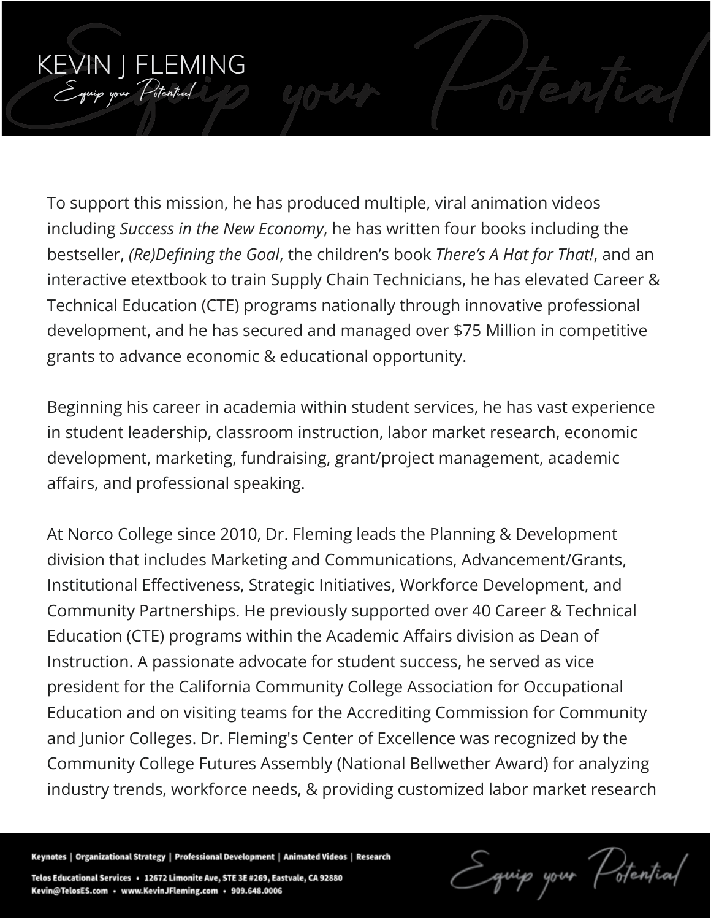To support this mission, he has produced multiple, viral animation videos including *Success in the New Economy*, he has written four books including the bestseller, *(Re)Defining the Goal*, the children's book *There's A Hat for That!*, and an interactive etextbook to train Supply Chain Technicians, he has elevated Career & Technical Education (CTE) programs nationally through innovative professional development, and he has secured and managed over $75 Million in competitive grants to advance economic & educational opportunity.

Beginning his career in academia within student services, he has vast experience in student leadership, classroom instruction, labor market research, economic development, marketing, fundraising, grant/project management, academic affairs, and professional speaking.

At Norco College since 2010, Dr. Fleming leads the Planning & Development division that includes Marketing and Communications, Advancement/Grants, Institutional Effectiveness, Strategic Initiatives, Workforce Development, and Community Partnerships. He previously supported over 40 Career & Technical Education (CTE) programs within the Academic Affairs division as Dean of Instruction. A passionate advocate for student success, he served as vice president for the California Community College Association for Occupational Education and on visiting teams for the Accrediting Commission for Community and Junior Colleges. Dr. Fleming's Center of Excellence was recognized by the Community College Futures Assembly (National Bellwether Award) for analyzing industry trends, workforce needs, & providing customized labor market research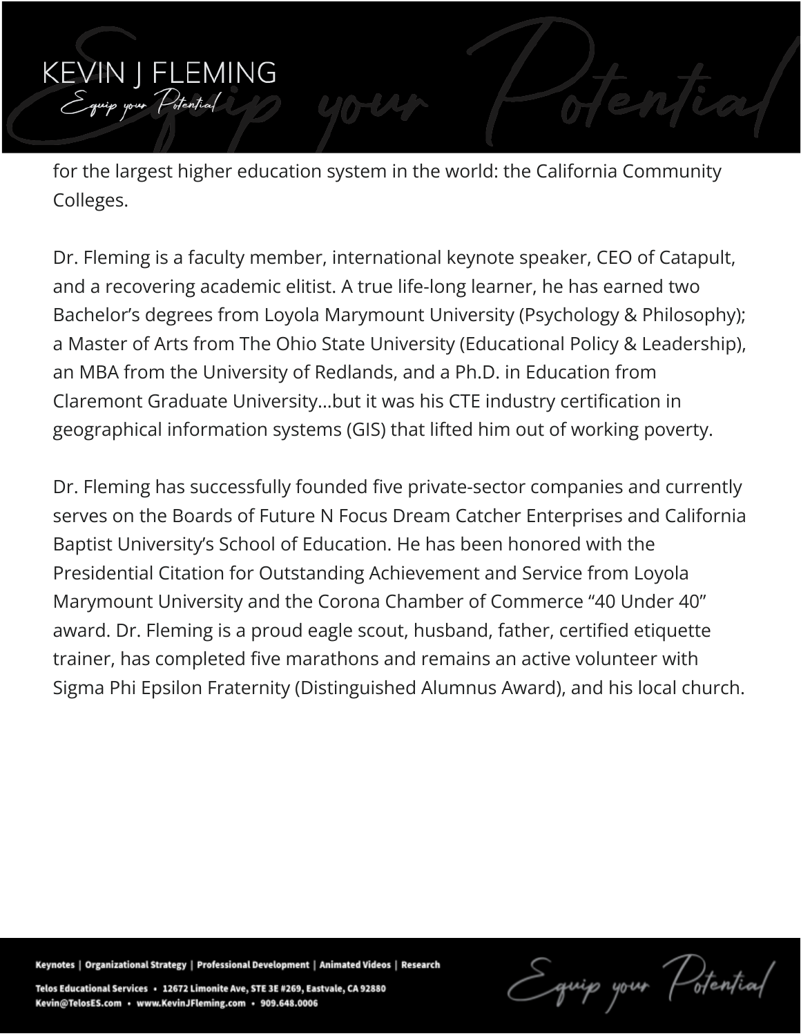for the largest higher education system in the world: the California Community Colleges.

Dr. Fleming is a faculty member, international keynote speaker, CEO of Catapult, and a recovering academic elitist. A true life-long learner, he has earned two Bachelor's degrees from Loyola Marymount University (Psychology & Philosophy); a Master of Arts from The Ohio State University (Educational Policy & Leadership), an MBA from the University of Redlands, and a Ph.D. in Education from Claremont Graduate University...but it was his CTE industry certification in geographical information systems (GIS) that lifted him out of working poverty.

Dr. Fleming has successfully founded five private-sector companies and currently serves on the Boards of Future N Focus Dream Catcher Enterprises and California Baptist University's School of Education. He has been honored with the Presidential Citation for Outstanding Achievement and Service from Loyola Marymount University and the Corona Chamber of Commerce "40 Under 40" award. Dr. Fleming is a proud eagle scout, husband, father, certified etiquette trainer, has completed five marathons and remains an active volunteer with Sigma Phi Epsilon Fraternity (Distinguished Alumnus Award), and his local church.